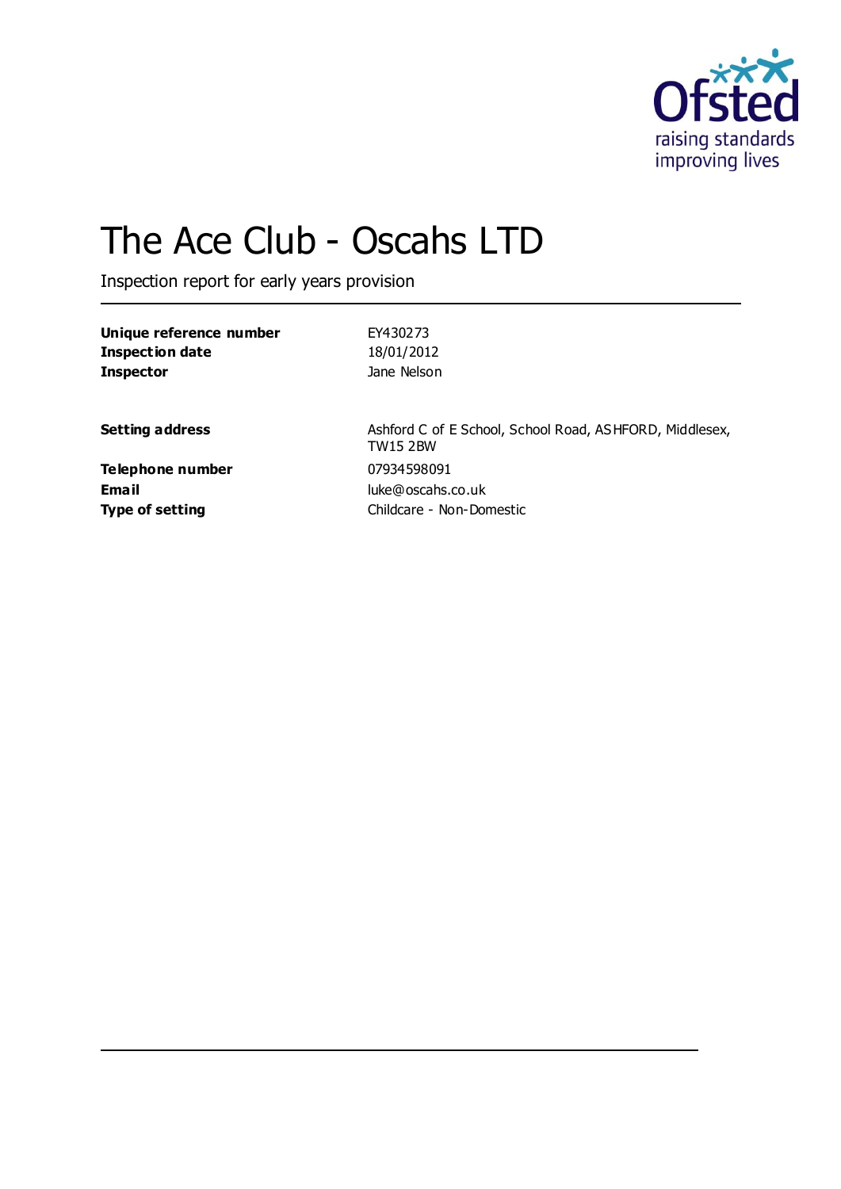# The Ace Club - Oscahs LTD

Inspection report for early years provision

| | |
|---|---|
| **Unique reference number** | EY430273 |
| **Inspection date** | 18/01/2012 |
| **Inspector** | Jane Nelson |
| | |
| **Setting address** | Ashford C of E School, School Road, ASHFORD, Middlesex, TW15 2BW |
| **Telephone number** | 07934598091 |
| **Email** | luke@oscahs.co.uk |
| **Type of setting** | Childcare - Non-Domestic |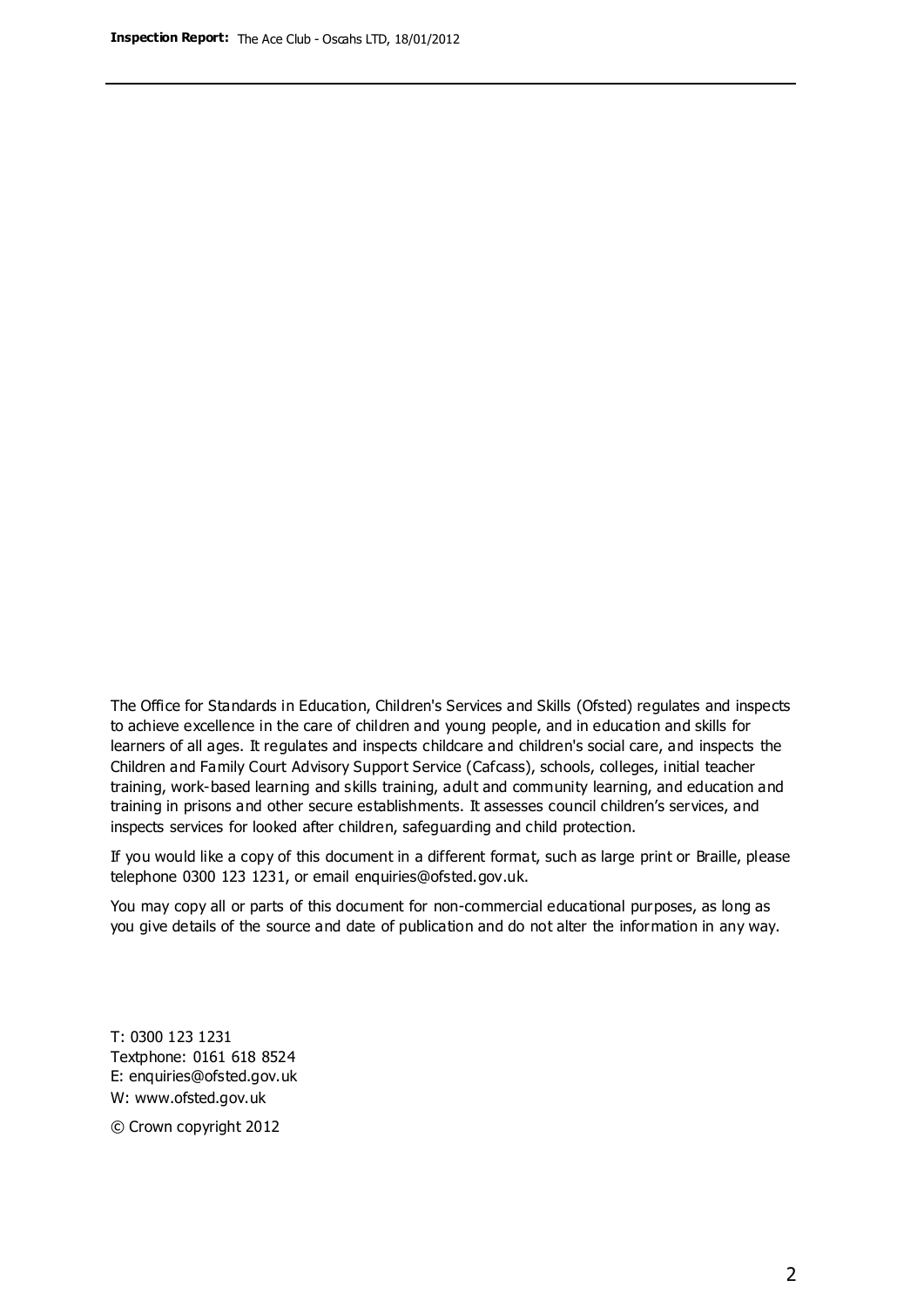The Office for Standards in Education, Children's Services and Skills (Ofsted) regulates and inspects to achieve excellence in the care of children and young people, and in education and skills for learners of all ages. It regulates and inspects childcare and children's social care, and inspects the Children and Family Court Advisory Support Service (Cafcass), schools, colleges, initial teacher training, work-based learning and skills training, adult and community learning, and education and training in prisons and other secure establishments. It assesses council children's services, and inspects services for looked after children, safeguarding and child protection.

If you would like a copy of this document in a different format, such as large print or Braille, please telephone 0300 123 1231, or email enquiries@ofsted.gov.uk.

You may copy all or parts of this document for non-commercial educational purposes, as long as you give details of the source and date of publication and do not alter the information in any way.

T: 0300 123 1231
Textphone: 0161 618 8524
E: enquiries@ofsted.gov.uk
W: www.ofsted.gov.uk

© Crown copyright 2012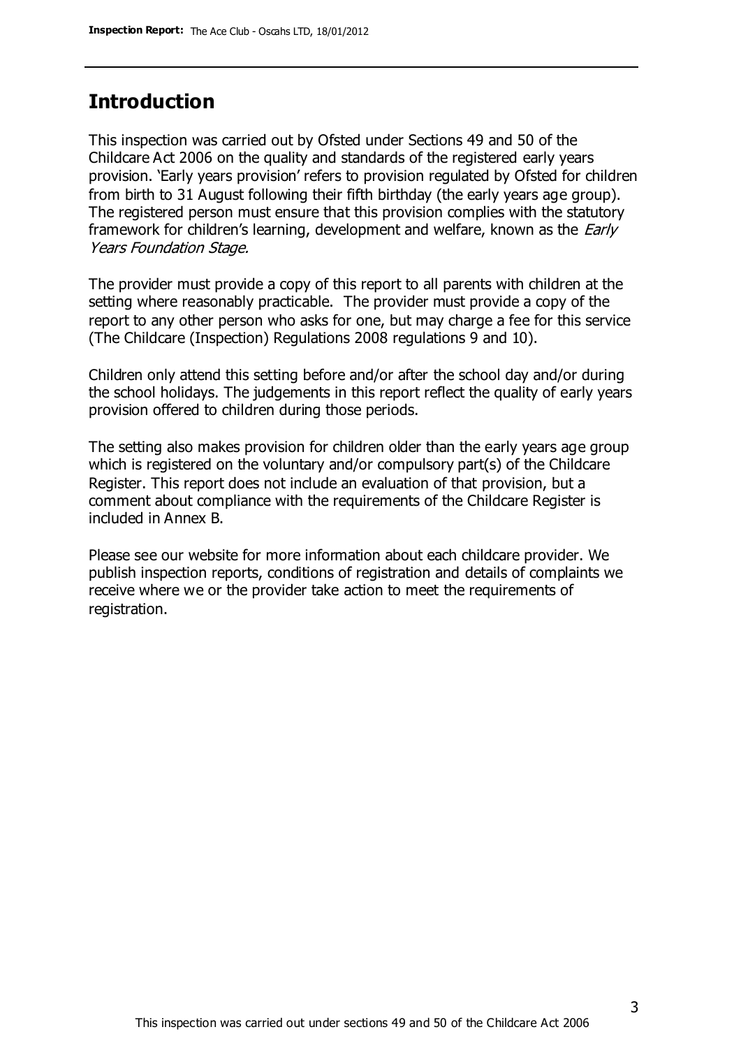## Introduction

This inspection was carried out by Ofsted under Sections 49 and 50 of the Childcare Act 2006 on the quality and standards of the registered early years provision. 'Early years provision' refers to provision regulated by Ofsted for children from birth to 31 August following their fifth birthday (the early years age group). The registered person must ensure that this provision complies with the statutory framework for children's learning, development and welfare, known as the *Early Years Foundation Stage.*

The provider must provide a copy of this report to all parents with children at the setting where reasonably practicable. The provider must provide a copy of the report to any other person who asks for one, but may charge a fee for this service (The Childcare (Inspection) Regulations 2008 regulations 9 and 10).

Children only attend this setting before and/or after the school day and/or during the school holidays. The judgements in this report reflect the quality of early years provision offered to children during those periods.

The setting also makes provision for children older than the early years age group which is registered on the voluntary and/or compulsory part(s) of the Childcare Register. This report does not include an evaluation of that provision, but a comment about compliance with the requirements of the Childcare Register is included in Annex B.

Please see our website for more information about each childcare provider. We publish inspection reports, conditions of registration and details of complaints we receive where we or the provider take action to meet the requirements of registration.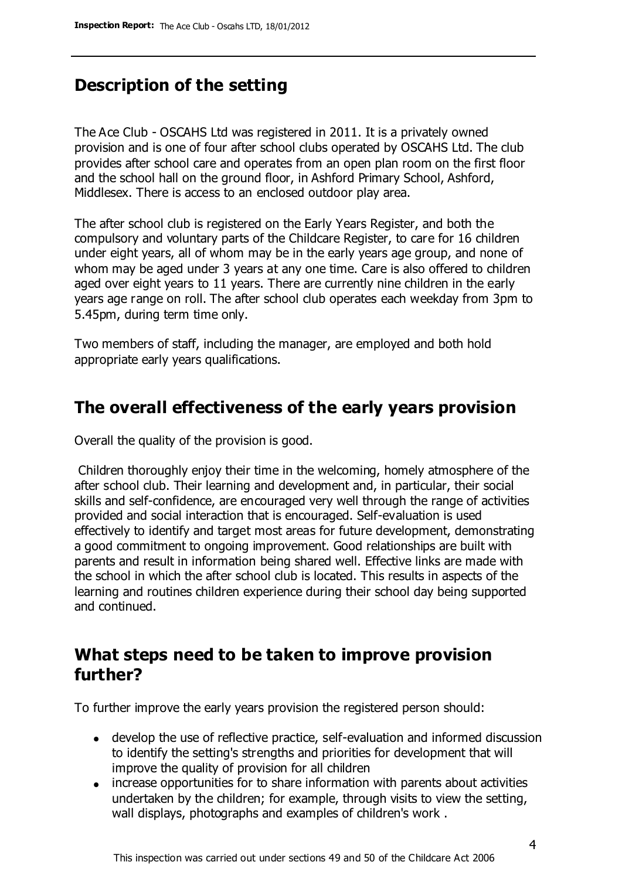## Description of the setting

The Ace Club - OSCAHS Ltd was registered in 2011. It is a privately owned provision and is one of four after school clubs operated by OSCAHS Ltd. The club provides after school care and operates from an open plan room on the first floor and the school hall on the ground floor, in Ashford Primary School, Ashford, Middlesex. There is access to an enclosed outdoor play area.

The after school club is registered on the Early Years Register, and both the compulsory and voluntary parts of the Childcare Register, to care for 16 children under eight years, all of whom may be in the early years age group, and none of whom may be aged under 3 years at any one time. Care is also offered to children aged over eight years to 11 years. There are currently nine children in the early years age range on roll. The after school club operates each weekday from 3pm to 5.45pm, during term time only.

Two members of staff, including the manager, are employed and both hold appropriate early years qualifications.

## The overall effectiveness of the early years provision

Overall the quality of the provision is good.

Children thoroughly enjoy their time in the welcoming, homely atmosphere of the after school club. Their learning and development and, in particular, their social skills and self-confidence, are encouraged very well through the range of activities provided and social interaction that is encouraged. Self-evaluation is used effectively to identify and target most areas for future development, demonstrating a good commitment to ongoing improvement. Good relationships are built with parents and result in information being shared well. Effective links are made with the school in which the after school club is located. This results in aspects of the learning and routines children experience during their school day being supported and continued.

## What steps need to be taken to improve provision further?

To further improve the early years provision the registered person should:

- develop the use of reflective practice, self-evaluation and informed discussion to identify the setting's strengths and priorities for development that will improve the quality of provision for all children
- increase opportunities for to share information with parents about activities undertaken by the children; for example, through visits to view the setting, wall displays, photographs and examples of children's work .

This inspection was carried out under sections 49 and 50 of the Childcare Act 2006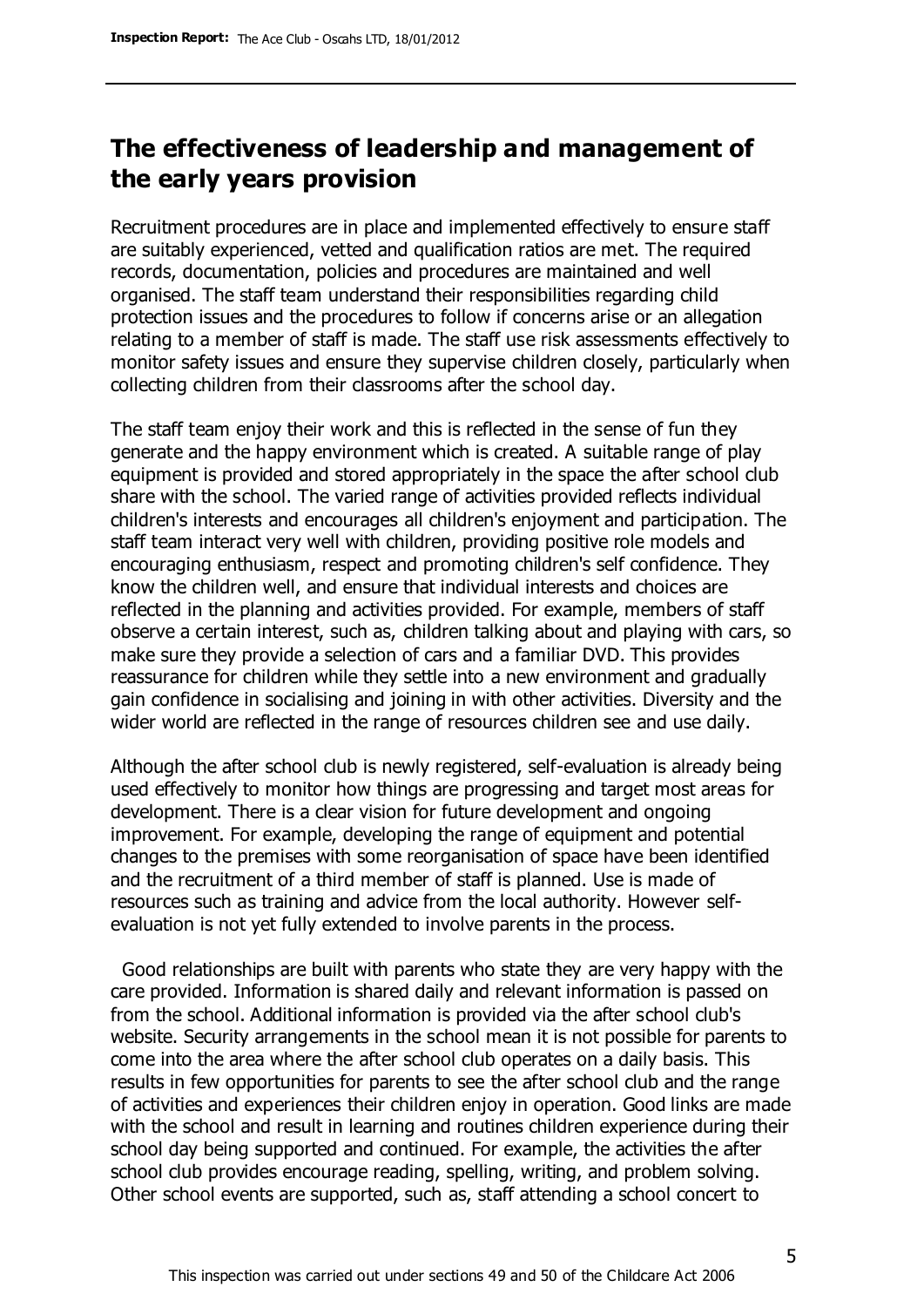## The effectiveness of leadership and management of the early years provision

Recruitment procedures are in place and implemented effectively to ensure staff are suitably experienced, vetted and qualification ratios are met. The required records, documentation, policies and procedures are maintained and well organised. The staff team understand their responsibilities regarding child protection issues and the procedures to follow if concerns arise or an allegation relating to a member of staff is made. The staff use risk assessments effectively to monitor safety issues and ensure they supervise children closely, particularly when collecting children from their classrooms after the school day.

The staff team enjoy their work and this is reflected in the sense of fun they generate and the happy environment which is created. A suitable range of play equipment is provided and stored appropriately in the space the after school club share with the school. The varied range of activities provided reflects individual children's interests and encourages all children's enjoyment and participation. The staff team interact very well with children, providing positive role models and encouraging enthusiasm, respect and promoting children's self confidence. They know the children well, and ensure that individual interests and choices are reflected in the planning and activities provided. For example, members of staff observe a certain interest, such as, children talking about and playing with cars, so make sure they provide a selection of cars and a familiar DVD. This provides reassurance for children while they settle into a new environment and gradually gain confidence in socialising and joining in with other activities. Diversity and the wider world are reflected in the range of resources children see and use daily.

Although the after school club is newly registered, self-evaluation is already being used effectively to monitor how things are progressing and target most areas for development. There is a clear vision for future development and ongoing improvement. For example, developing the range of equipment and potential changes to the premises with some reorganisation of space have been identified and the recruitment of a third member of staff is planned. Use is made of resources such as training and advice from the local authority. However self-evaluation is not yet fully extended to involve parents in the process.

Good relationships are built with parents who state they are very happy with the care provided. Information is shared daily and relevant information is passed on from the school. Additional information is provided via the after school club's website. Security arrangements in the school mean it is not possible for parents to come into the area where the after school club operates on a daily basis. This results in few opportunities for parents to see the after school club and the range of activities and experiences their children enjoy in operation. Good links are made with the school and result in learning and routines children experience during their school day being supported and continued. For example, the activities the after school club provides encourage reading, spelling, writing, and problem solving. Other school events are supported, such as, staff attending a school concert to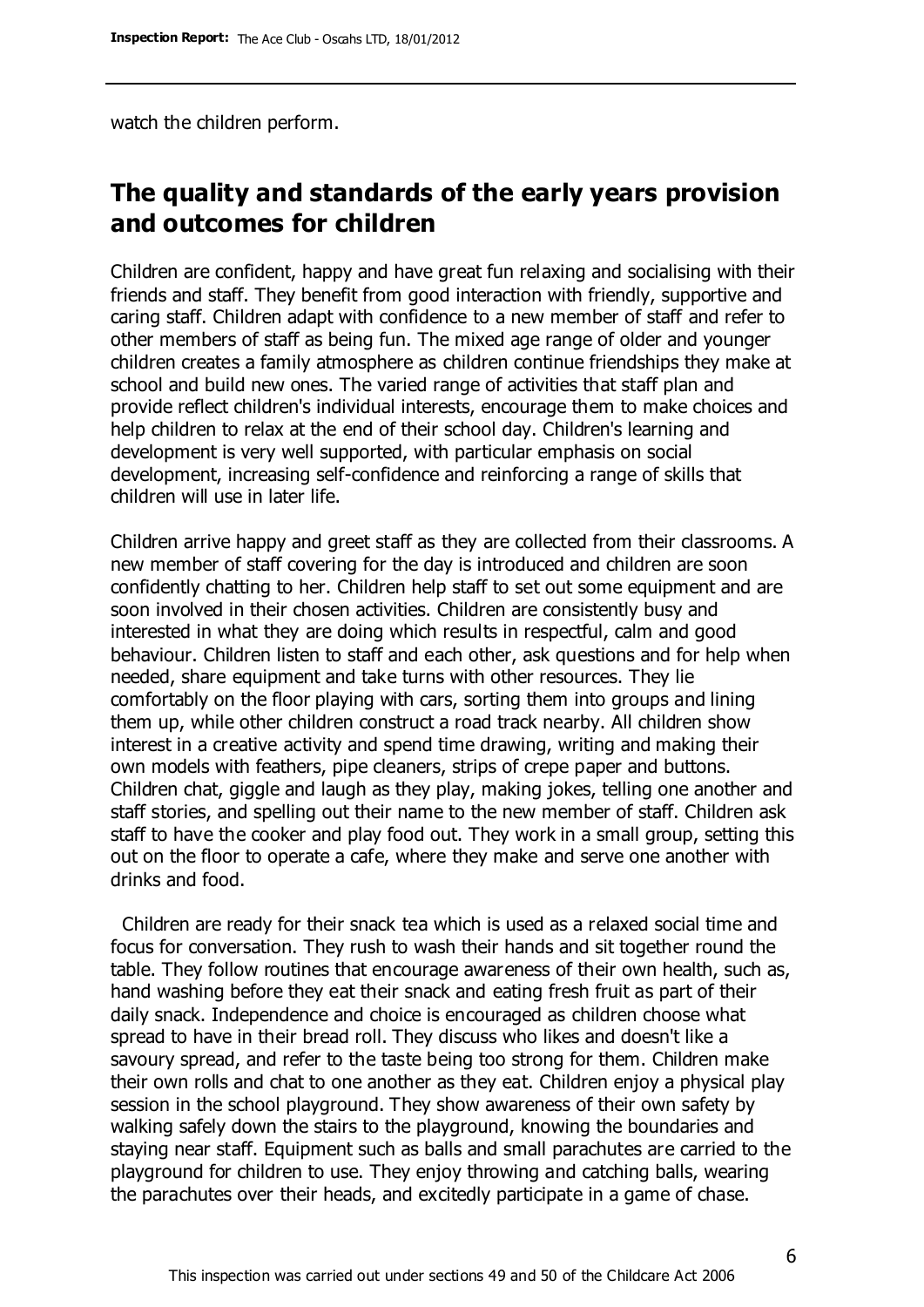watch the children perform.

## The quality and standards of the early years provision and outcomes for children

Children are confident, happy and have great fun relaxing and socialising with their friends and staff. They benefit from good interaction with friendly, supportive and caring staff. Children adapt with confidence to a new member of staff and refer to other members of staff as being fun. The mixed age range of older and younger children creates a family atmosphere as children continue friendships they make at school and build new ones. The varied range of activities that staff plan and provide reflect children's individual interests, encourage them to make choices and help children to relax at the end of their school day. Children's learning and development is very well supported, with particular emphasis on social development, increasing self-confidence and reinforcing a range of skills that children will use in later life.

Children arrive happy and greet staff as they are collected from their classrooms. A new member of staff covering for the day is introduced and children are soon confidently chatting to her. Children help staff to set out some equipment and are soon involved in their chosen activities. Children are consistently busy and interested in what they are doing which results in respectful, calm and good behaviour. Children listen to staff and each other, ask questions and for help when needed, share equipment and take turns with other resources. They lie comfortably on the floor playing with cars, sorting them into groups and lining them up, while other children construct a road track nearby. All children show interest in a creative activity and spend time drawing, writing and making their own models with feathers, pipe cleaners, strips of crepe paper and buttons. Children chat, giggle and laugh as they play, making jokes, telling one another and staff stories, and spelling out their name to the new member of staff. Children ask staff to have the cooker and play food out. They work in a small group, setting this out on the floor to operate a cafe, where they make and serve one another with drinks and food.

Children are ready for their snack tea which is used as a relaxed social time and focus for conversation. They rush to wash their hands and sit together round the table. They follow routines that encourage awareness of their own health, such as, hand washing before they eat their snack and eating fresh fruit as part of their daily snack. Independence and choice is encouraged as children choose what spread to have in their bread roll. They discuss who likes and doesn't like a savoury spread, and refer to the taste being too strong for them. Children make their own rolls and chat to one another as they eat. Children enjoy a physical play session in the school playground. They show awareness of their own safety by walking safely down the stairs to the playground, knowing the boundaries and staying near staff. Equipment such as balls and small parachutes are carried to the playground for children to use. They enjoy throwing and catching balls, wearing the parachutes over their heads, and excitedly participate in a game of chase.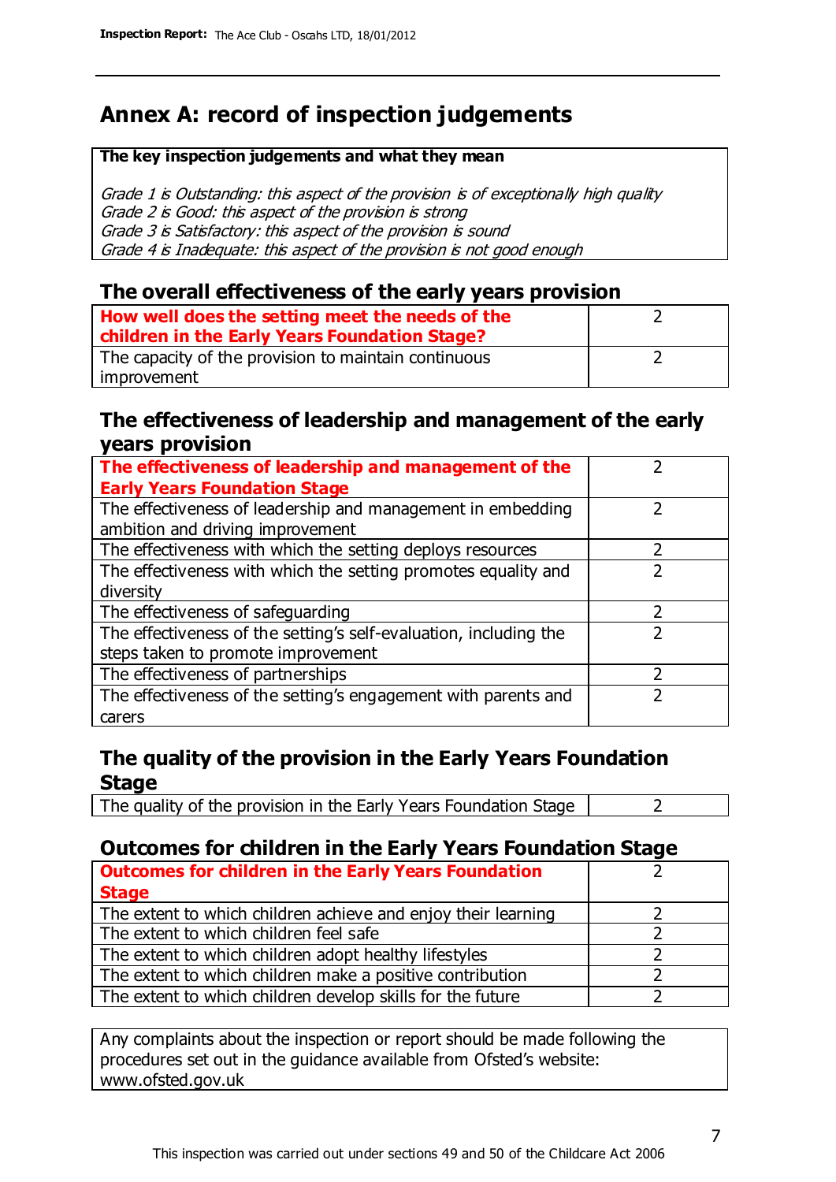# Annex A: record of inspection judgements

| The key inspection judgements and what they mean |
|---|
| *Grade 1 is Outstanding: this aspect of the provision is of exceptionally high quality*<br>*Grade 2 is Good: this aspect of the provision is strong*<br>*Grade 3 is Satisfactory: this aspect of the provision is sound*<br>*Grade 4 is Inadequate: this aspect of the provision is not good enough* |

## The overall effectiveness of the early years provision

| | |
|---|---|
| **How well does the setting meet the needs of the children in the Early Years Foundation Stage?** | 2 |
| The capacity of the provision to maintain continuous improvement | 2 |

## The effectiveness of leadership and management of the early years provision

| | |
|---|---|
| **The effectiveness of leadership and management of the Early Years Foundation Stage** | 2 |
| The effectiveness of leadership and management in embedding ambition and driving improvement | 2 |
| The effectiveness with which the setting deploys resources | 2 |
| The effectiveness with which the setting promotes equality and diversity | 2 |
| The effectiveness of safeguarding | 2 |
| The effectiveness of the setting's self-evaluation, including the steps taken to promote improvement | 2 |
| The effectiveness of partnerships | 2 |
| The effectiveness of the setting's engagement with parents and carers | 2 |

## The quality of the provision in the Early Years Foundation Stage

| | |
|---|---|
| The quality of the provision in the Early Years Foundation Stage | 2 |

## Outcomes for children in the Early Years Foundation Stage

| | |
|---|---|
| **Outcomes for children in the Early Years Foundation Stage** | 2 |
| The extent to which children achieve and enjoy their learning | 2 |
| The extent to which children feel safe | 2 |
| The extent to which children adopt healthy lifestyles | 2 |
| The extent to which children make a positive contribution | 2 |
| The extent to which children develop skills for the future | 2 |

Any complaints about the inspection or report should be made following the procedures set out in the guidance available from Ofsted's website: www.ofsted.gov.uk

This inspection was carried out under sections 49 and 50 of the Childcare Act 2006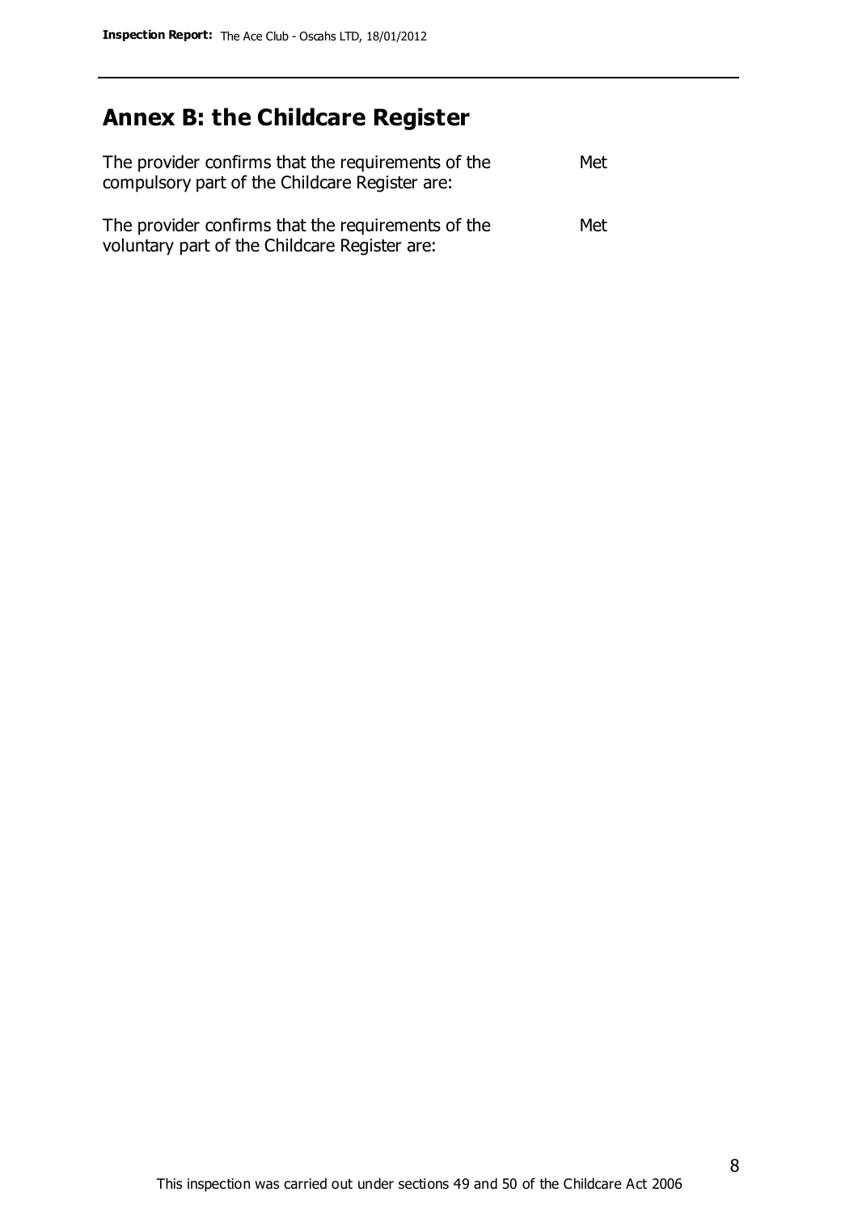## Annex B: the Childcare Register

| | |
|---|---|
| The provider confirms that the requirements of the compulsory part of the Childcare Register are: | Met |
| The provider confirms that the requirements of the voluntary part of the Childcare Register are: | Met |

This inspection was carried out under sections 49 and 50 of the Childcare Act 2006